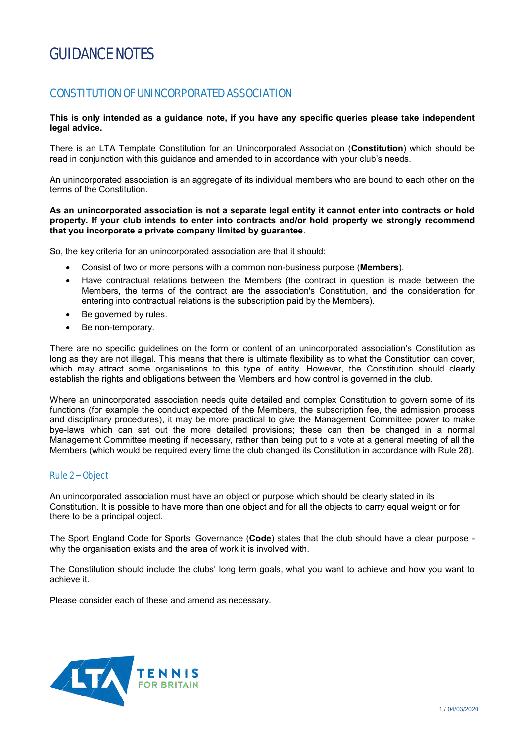# GUIDANCE NOTES

## CONSTITUTION OF UNINCORPORATED ASSOCIATION

**This is only intended as a guidance note, if you have any specific queries please take independent legal advice.**

There is an LTA Template Constitution for an Unincorporated Association (**Constitution**) which should be read in conjunction with this guidance and amended to in accordance with your club's needs.

An unincorporated association is an aggregate of its individual members who are bound to each other on the terms of the Constitution.

**As an unincorporated association is not a separate legal entity it cannot enter into contracts or hold property. If your club intends to enter into contracts and/or hold property we strongly recommend that you incorporate a private company limited by guarantee**.

So, the key criteria for an unincorporated association are that it should:

- Consist of two or more persons with a common non-business purpose (**Members**).
- Have contractual relations between the Members (the contract in question is made between the Members, the terms of the contract are the association's Constitution, and the consideration for entering into contractual relations is the subscription paid by the Members).
- Be governed by rules.
- Be non-temporary.

There are no specific guidelines on the form or content of an unincorporated association's Constitution as long as they are not illegal. This means that there is ultimate flexibility as to what the Constitution can cover, which may attract some organisations to this type of entity. However, the Constitution should clearly establish the rights and obligations between the Members and how control is governed in the club.

Where an unincorporated association needs quite detailed and complex Constitution to govern some of its functions (for example the conduct expected of the Members, the subscription fee, the admission process and disciplinary procedures), it may be more practical to give the Management Committee power to make bye-laws which can set out the more detailed provisions; these can then be changed in a normal Management Committee meeting if necessary, rather than being put to a vote at a general meeting of all the Members (which would be required every time the club changed its Constitution in accordance with Rule 28).

### Rule 2 – Object

An unincorporated association must have an object or purpose which should be clearly stated in its Constitution. It is possible to have more than one object and for all the objects to carry equal weight or for there to be a principal object.

The Sport England Code for Sports' Governance (**Code**) states that the club should have a clear purpose - why the organisation exists and the area of work it is involved with.

The Constitution should include the clubs' long term goals, what you want to achieve and how you want to achieve it.

Please consider each of these and amend as necessary.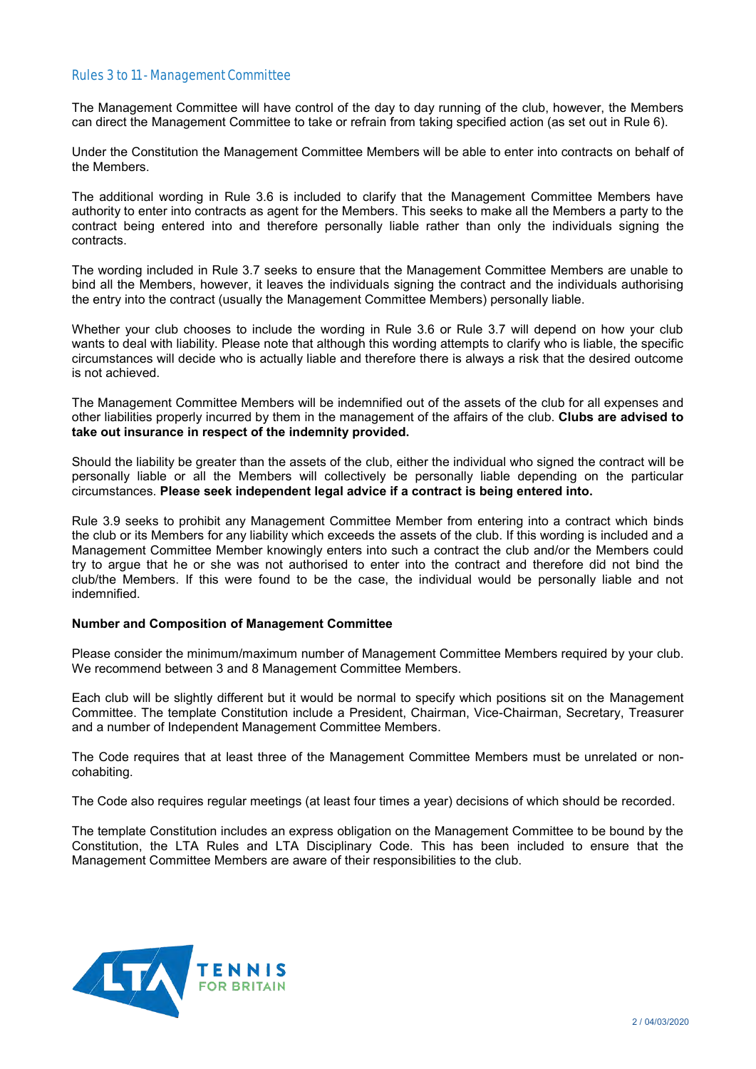## Rules 3 to 11 - Management Committee

The Management Committee will have control of the day to day running of the club, however, the Members can direct the Management Committee to take or refrain from taking specified action (as set out in Rule 6).

Under the Constitution the Management Committee Members will be able to enter into contracts on behalf of the Members.

The additional wording in Rule 3.6 is included to clarify that the Management Committee Members have authority to enter into contracts as agent for the Members. This seeks to make all the Members a party to the contract being entered into and therefore personally liable rather than only the individuals signing the contracts.

The wording included in Rule 3.7 seeks to ensure that the Management Committee Members are unable to bind all the Members, however, it leaves the individuals signing the contract and the individuals authorising the entry into the contract (usually the Management Committee Members) personally liable.

Whether your club chooses to include the wording in Rule 3.6 or Rule 3.7 will depend on how your club wants to deal with liability. Please note that although this wording attempts to clarify who is liable, the specific circumstances will decide who is actually liable and therefore there is always a risk that the desired outcome is not achieved.

The Management Committee Members will be indemnified out of the assets of the club for all expenses and other liabilities properly incurred by them in the management of the affairs of the club. **Clubs are advised to take out insurance in respect of the indemnity provided.**

Should the liability be greater than the assets of the club, either the individual who signed the contract will be personally liable or all the Members will collectively be personally liable depending on the particular circumstances. **Please seek independent legal advice if a contract is being entered into.**

Rule 3.9 seeks to prohibit any Management Committee Member from entering into a contract which binds the club or its Members for any liability which exceeds the assets of the club. If this wording is included and a Management Committee Member knowingly enters into such a contract the club and/or the Members could try to argue that he or she was not authorised to enter into the contract and therefore did not bind the club/the Members. If this were found to be the case, the individual would be personally liable and not indemnified.

**Number and Composition of Management Committee**

Please consider the minimum/maximum number of Management Committee Members required by your club. We recommend between 3 and 8 Management Committee Members.

Each club will be slightly different but it would be normal to specify which positions sit on the Management Committee. The template Constitution include a President, Chairman, Vice-Chairman, Secretary, Treasurer and a number of Independent Management Committee Members.

The Code requires that at least three of the Management Committee Members must be unrelated or non-cohabiting.

The Code also requires regular meetings (at least four times a year) decisions of which should be recorded.

The template Constitution includes an express obligation on the Management Committee to be bound by the Constitution, the LTA Rules and LTA Disciplinary Code. This has been included to ensure that the Management Committee Members are aware of their responsibilities to the club.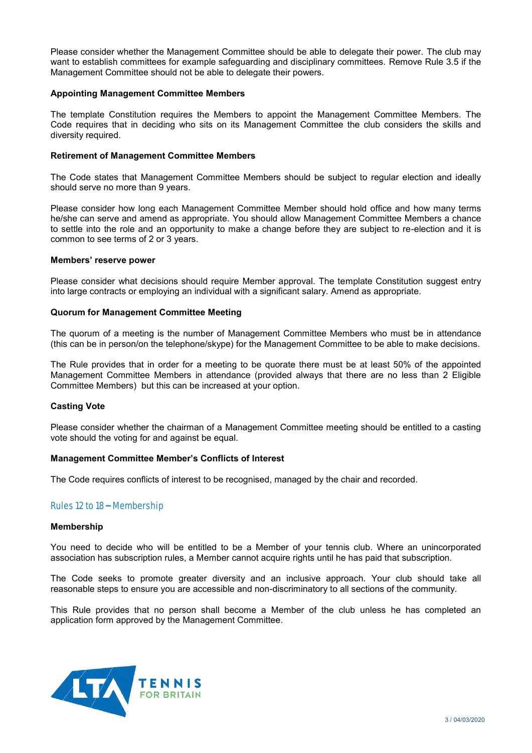Please consider whether the Management Committee should be able to delegate their power. The club may want to establish committees for example safeguarding and disciplinary committees. Remove Rule 3.5 if the Management Committee should not be able to delegate their powers.

**Appointing Management Committee Members**

The template Constitution requires the Members to appoint the Management Committee Members. The Code requires that in deciding who sits on its Management Committee the club considers the skills and diversity required.

**Retirement of Management Committee Members**

The Code states that Management Committee Members should be subject to regular election and ideally should serve no more than 9 years.

Please consider how long each Management Committee Member should hold office and how many terms he/she can serve and amend as appropriate. You should allow Management Committee Members a chance to settle into the role and an opportunity to make a change before they are subject to re-election and it is common to see terms of 2 or 3 years.

**Members' reserve power**

Please consider what decisions should require Member approval. The template Constitution suggest entry into large contracts or employing an individual with a significant salary. Amend as appropriate.

**Quorum for Management Committee Meeting**

The quorum of a meeting is the number of Management Committee Members who must be in attendance (this can be in person/on the telephone/skype) for the Management Committee to be able to make decisions.

The Rule provides that in order for a meeting to be quorate there must be at least 50% of the appointed Management Committee Members in attendance (provided always that there are no less than 2 Eligible Committee Members) but this can be increased at your option.

**Casting Vote**

Please consider whether the chairman of a Management Committee meeting should be entitled to a casting vote should the voting for and against be equal.

**Management Committee Member's Conflicts of Interest**

The Code requires conflicts of interest to be recognised, managed by the chair and recorded.

## Rules 12 to 18 – Membership

**Membership**

You need to decide who will be entitled to be a Member of your tennis club. Where an unincorporated association has subscription rules, a Member cannot acquire rights until he has paid that subscription.

The Code seeks to promote greater diversity and an inclusive approach. Your club should take all reasonable steps to ensure you are accessible and non-discriminatory to all sections of the community.

This Rule provides that no person shall become a Member of the club unless he has completed an application form approved by the Management Committee.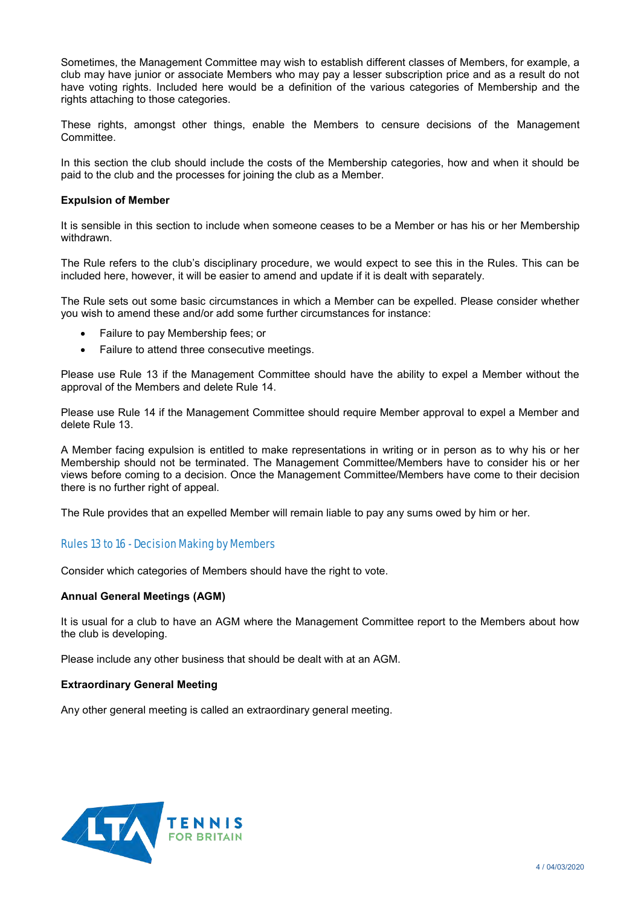Sometimes, the Management Committee may wish to establish different classes of Members, for example, a club may have junior or associate Members who may pay a lesser subscription price and as a result do not have voting rights. Included here would be a definition of the various categories of Membership and the rights attaching to those categories.

These rights, amongst other things, enable the Members to censure decisions of the Management Committee.

In this section the club should include the costs of the Membership categories, how and when it should be paid to the club and the processes for joining the club as a Member.

**Expulsion of Member**

It is sensible in this section to include when someone ceases to be a Member or has his or her Membership withdrawn.

The Rule refers to the club's disciplinary procedure, we would expect to see this in the Rules. This can be included here, however, it will be easier to amend and update if it is dealt with separately.

The Rule sets out some basic circumstances in which a Member can be expelled. Please consider whether you wish to amend these and/or add some further circumstances for instance:

- Failure to pay Membership fees; or
- Failure to attend three consecutive meetings.

Please use Rule 13 if the Management Committee should have the ability to expel a Member without the approval of the Members and delete Rule 14.

Please use Rule 14 if the Management Committee should require Member approval to expel a Member and delete Rule 13.

A Member facing expulsion is entitled to make representations in writing or in person as to why his or her Membership should not be terminated. The Management Committee/Members have to consider his or her views before coming to a decision. Once the Management Committee/Members have come to their decision there is no further right of appeal.

The Rule provides that an expelled Member will remain liable to pay any sums owed by him or her.

## Rules 13 to 16 - Decision Making by Members

Consider which categories of Members should have the right to vote.

**Annual General Meetings (AGM)**

It is usual for a club to have an AGM where the Management Committee report to the Members about how the club is developing.

Please include any other business that should be dealt with at an AGM.

**Extraordinary General Meeting**

Any other general meeting is called an extraordinary general meeting.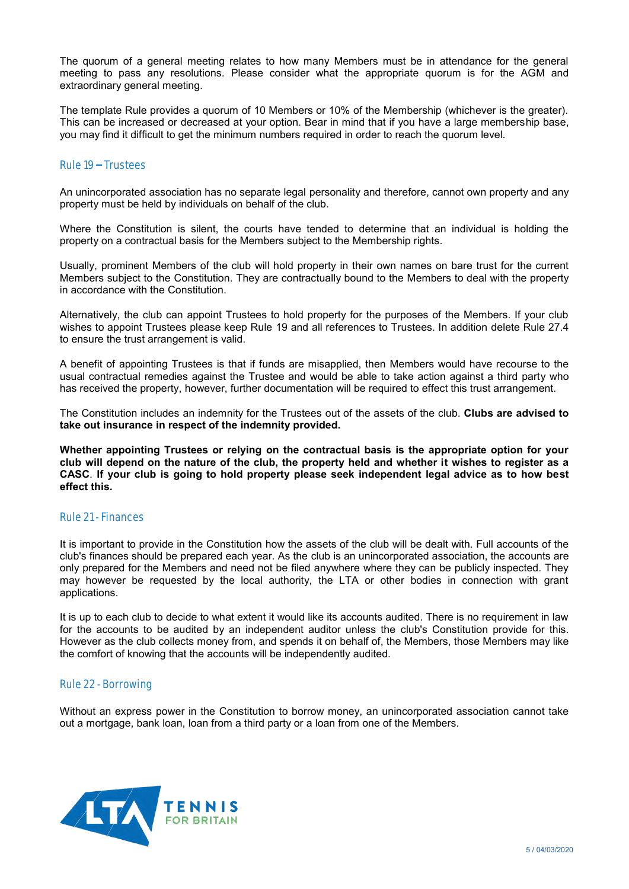The quorum of a general meeting relates to how many Members must be in attendance for the general meeting to pass any resolutions. Please consider what the appropriate quorum is for the AGM and extraordinary general meeting.

The template Rule provides a quorum of 10 Members or 10% of the Membership (whichever is the greater). This can be increased or decreased at your option. Bear in mind that if you have a large membership base, you may find it difficult to get the minimum numbers required in order to reach the quorum level.

## Rule 19 – Trustees

An unincorporated association has no separate legal personality and therefore, cannot own property and any property must be held by individuals on behalf of the club.

Where the Constitution is silent, the courts have tended to determine that an individual is holding the property on a contractual basis for the Members subject to the Membership rights.

Usually, prominent Members of the club will hold property in their own names on bare trust for the current Members subject to the Constitution. They are contractually bound to the Members to deal with the property in accordance with the Constitution.

Alternatively, the club can appoint Trustees to hold property for the purposes of the Members. If your club wishes to appoint Trustees please keep Rule 19 and all references to Trustees. In addition delete Rule 27.4 to ensure the trust arrangement is valid.

A benefit of appointing Trustees is that if funds are misapplied, then Members would have recourse to the usual contractual remedies against the Trustee and would be able to take action against a third party who has received the property, however, further documentation will be required to effect this trust arrangement.

The Constitution includes an indemnity for the Trustees out of the assets of the club. **Clubs are advised to take out insurance in respect of the indemnity provided.**

**Whether appointing Trustees or relying on the contractual basis is the appropriate option for your club will depend on the nature of the club, the property held and whether it wishes to register as a CASC**. **If your club is going to hold property please seek independent legal advice as to how best effect this.**

## Rule 21 - Finances

It is important to provide in the Constitution how the assets of the club will be dealt with. Full accounts of the club's finances should be prepared each year. As the club is an unincorporated association, the accounts are only prepared for the Members and need not be filed anywhere where they can be publicly inspected. They may however be requested by the local authority, the LTA or other bodies in connection with grant applications.

It is up to each club to decide to what extent it would like its accounts audited. There is no requirement in law for the accounts to be audited by an independent auditor unless the club's Constitution provide for this. However as the club collects money from, and spends it on behalf of, the Members, those Members may like the comfort of knowing that the accounts will be independently audited.

## Rule 22 - Borrowing

Without an express power in the Constitution to borrow money, an unincorporated association cannot take out a mortgage, bank loan, loan from a third party or a loan from one of the Members.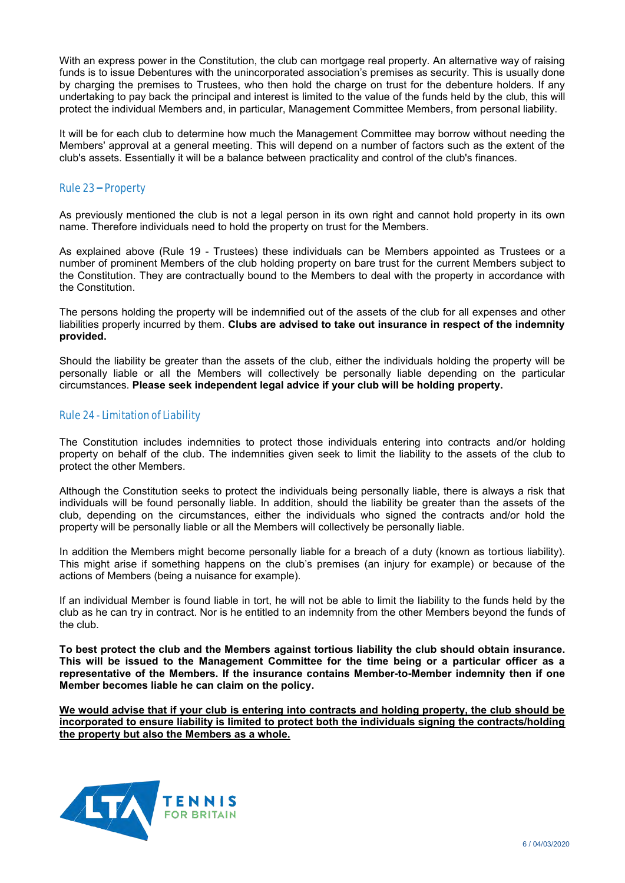With an express power in the Constitution, the club can mortgage real property. An alternative way of raising funds is to issue Debentures with the unincorporated association's premises as security. This is usually done by charging the premises to Trustees, who then hold the charge on trust for the debenture holders. If any undertaking to pay back the principal and interest is limited to the value of the funds held by the club, this will protect the individual Members and, in particular, Management Committee Members, from personal liability.

It will be for each club to determine how much the Management Committee may borrow without needing the Members' approval at a general meeting. This will depend on a number of factors such as the extent of the club's assets. Essentially it will be a balance between practicality and control of the club's finances.

## Rule 23 – Property

As previously mentioned the club is not a legal person in its own right and cannot hold property in its own name. Therefore individuals need to hold the property on trust for the Members.

As explained above (Rule 19 - Trustees) these individuals can be Members appointed as Trustees or a number of prominent Members of the club holding property on bare trust for the current Members subject to the Constitution. They are contractually bound to the Members to deal with the property in accordance with the Constitution.

The persons holding the property will be indemnified out of the assets of the club for all expenses and other liabilities properly incurred by them. **Clubs are advised to take out insurance in respect of the indemnity provided.**

Should the liability be greater than the assets of the club, either the individuals holding the property will be personally liable or all the Members will collectively be personally liable depending on the particular circumstances. **Please seek independent legal advice if your club will be holding property.**

## Rule 24 - Limitation of Liability

The Constitution includes indemnities to protect those individuals entering into contracts and/or holding property on behalf of the club. The indemnities given seek to limit the liability to the assets of the club to protect the other Members.

Although the Constitution seeks to protect the individuals being personally liable, there is always a risk that individuals will be found personally liable. In addition, should the liability be greater than the assets of the club, depending on the circumstances, either the individuals who signed the contracts and/or hold the property will be personally liable or all the Members will collectively be personally liable.

In addition the Members might become personally liable for a breach of a duty (known as tortious liability). This might arise if something happens on the club's premises (an injury for example) or because of the actions of Members (being a nuisance for example).

If an individual Member is found liable in tort, he will not be able to limit the liability to the funds held by the club as he can try in contract. Nor is he entitled to an indemnity from the other Members beyond the funds of the club.

**To best protect the club and the Members against tortious liability the club should obtain insurance. This will be issued to the Management Committee for the time being or a particular officer as a representative of the Members. If the insurance contains Member-to-Member indemnity then if one Member becomes liable he can claim on the policy.**

<u>**We would advise that if your club is entering into contracts and holding property, the club should be incorporated to ensure liability is limited to protect both the individuals signing the contracts/holding the property but also the Members as a whole.**</u>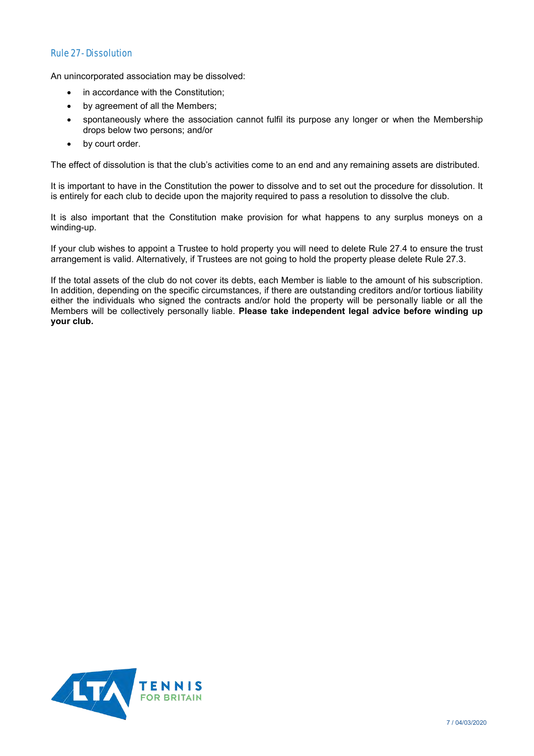## Rule 27- Dissolution

An unincorporated association may be dissolved:

- in accordance with the Constitution;
- by agreement of all the Members;
- spontaneously where the association cannot fulfil its purpose any longer or when the Membership drops below two persons; and/or
- by court order.

The effect of dissolution is that the club's activities come to an end and any remaining assets are distributed.

It is important to have in the Constitution the power to dissolve and to set out the procedure for dissolution. It is entirely for each club to decide upon the majority required to pass a resolution to dissolve the club.

It is also important that the Constitution make provision for what happens to any surplus moneys on a winding-up.

If your club wishes to appoint a Trustee to hold property you will need to delete Rule 27.4 to ensure the trust arrangement is valid. Alternatively, if Trustees are not going to hold the property please delete Rule 27.3.

If the total assets of the club do not cover its debts, each Member is liable to the amount of his subscription. In addition, depending on the specific circumstances, if there are outstanding creditors and/or tortious liability either the individuals who signed the contracts and/or hold the property will be personally liable or all the Members will be collectively personally liable. **Please take independent legal advice before winding up your club.**